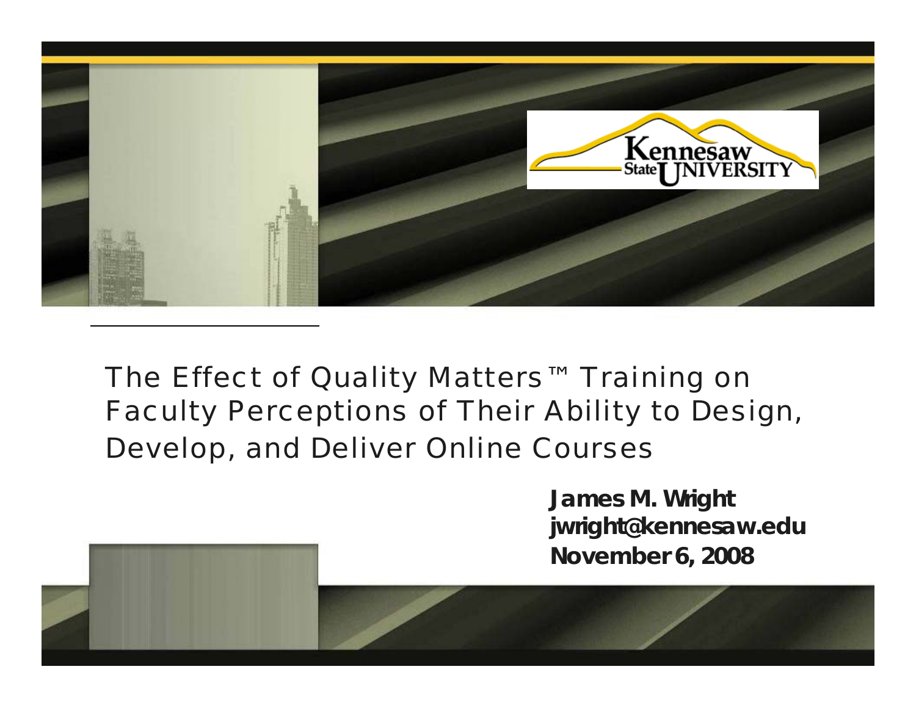Kennesaw State University

# The Effect of Quality Matters™ Training on Faculty Perceptions of Their Ability to Design, Develop, and Deliver Online Courses

**James M. Wright**
**jwright@kennesaw.edu**
**November 6, 2008**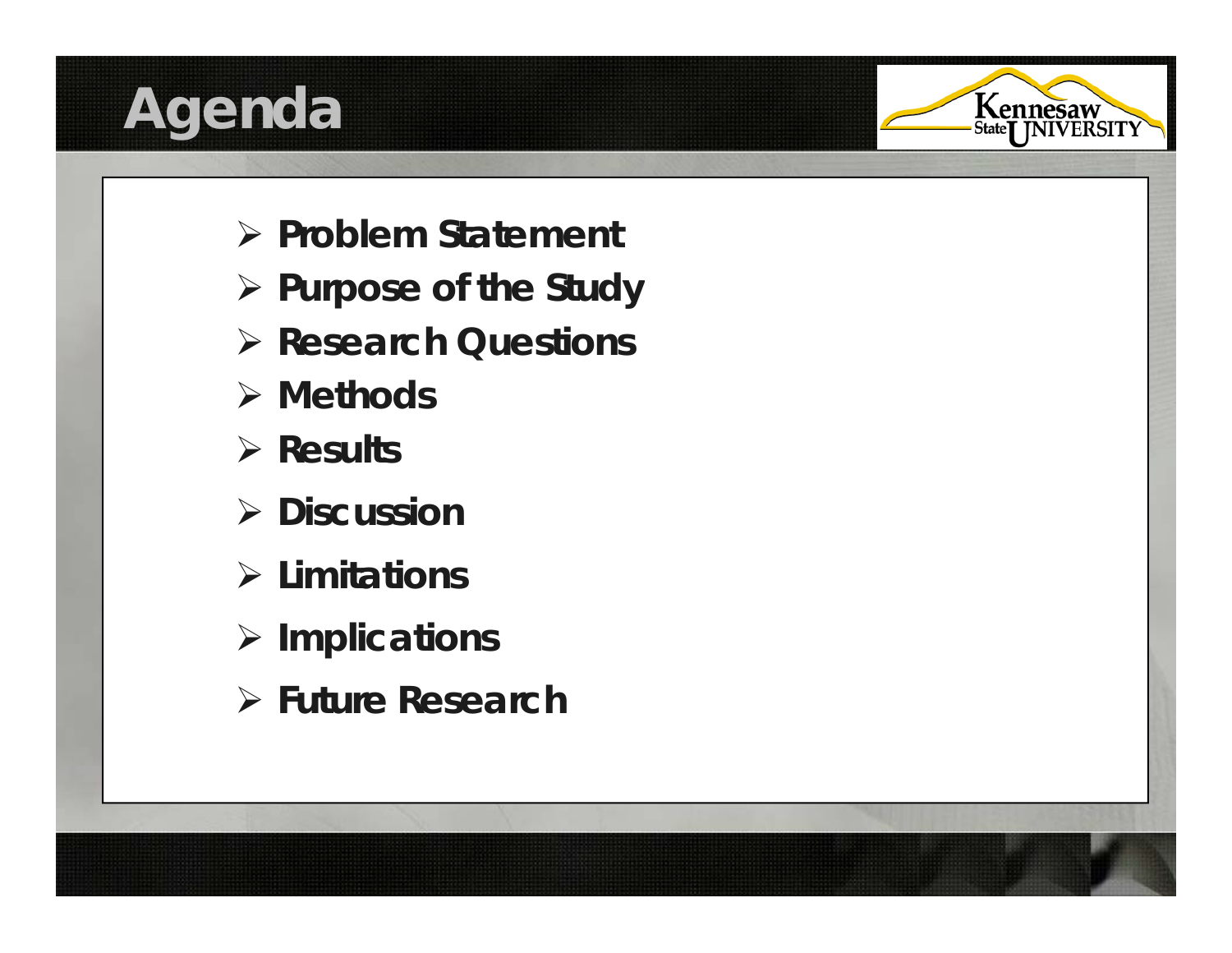# Agenda

- Problem Statement
- Purpose of the Study
- Research Questions
- Methods
- Results
- Discussion
- Limitations
- Implications
- Future Research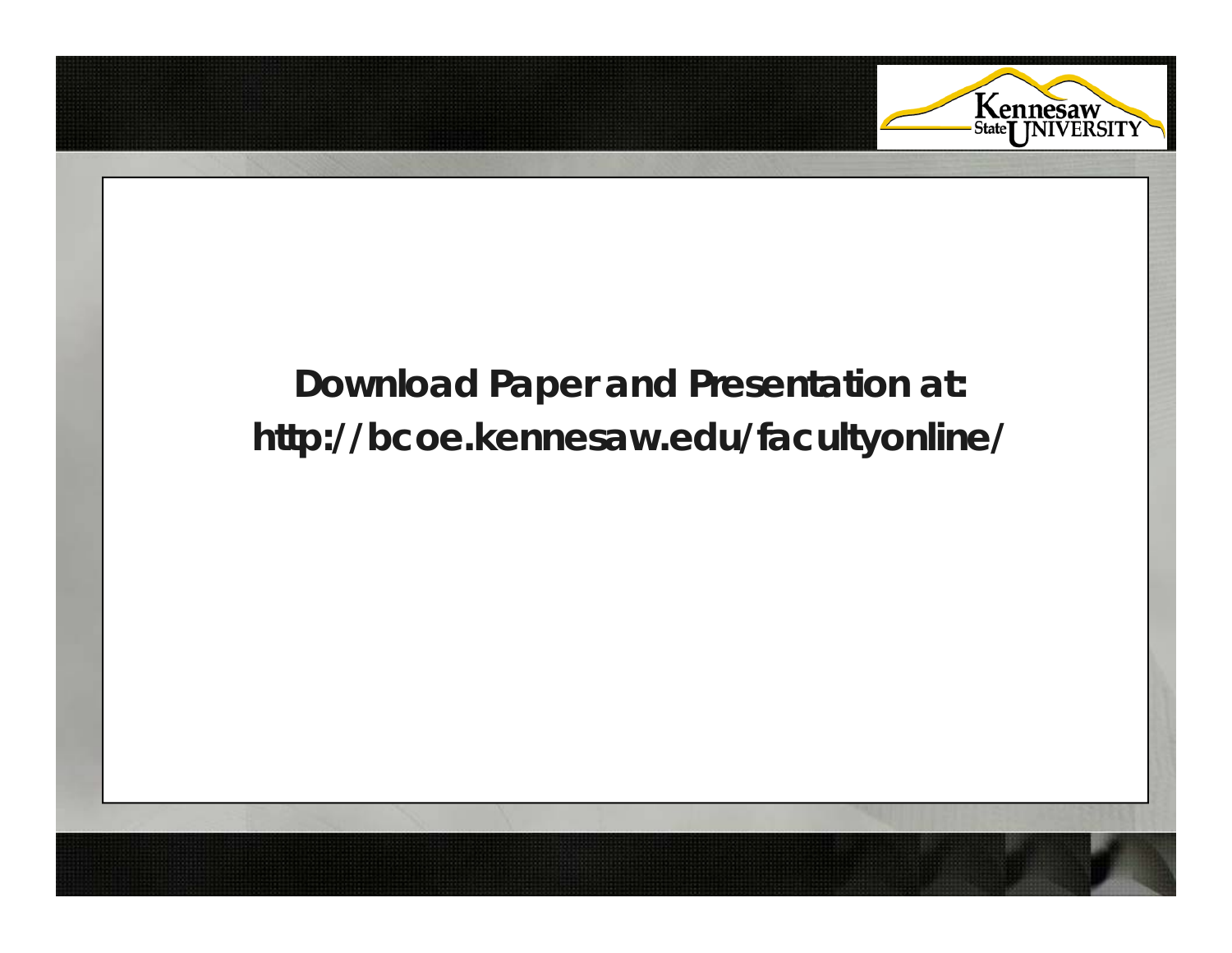**Download Paper and Presentation at: http://bcoe.kennesaw.edu/facultyonline/**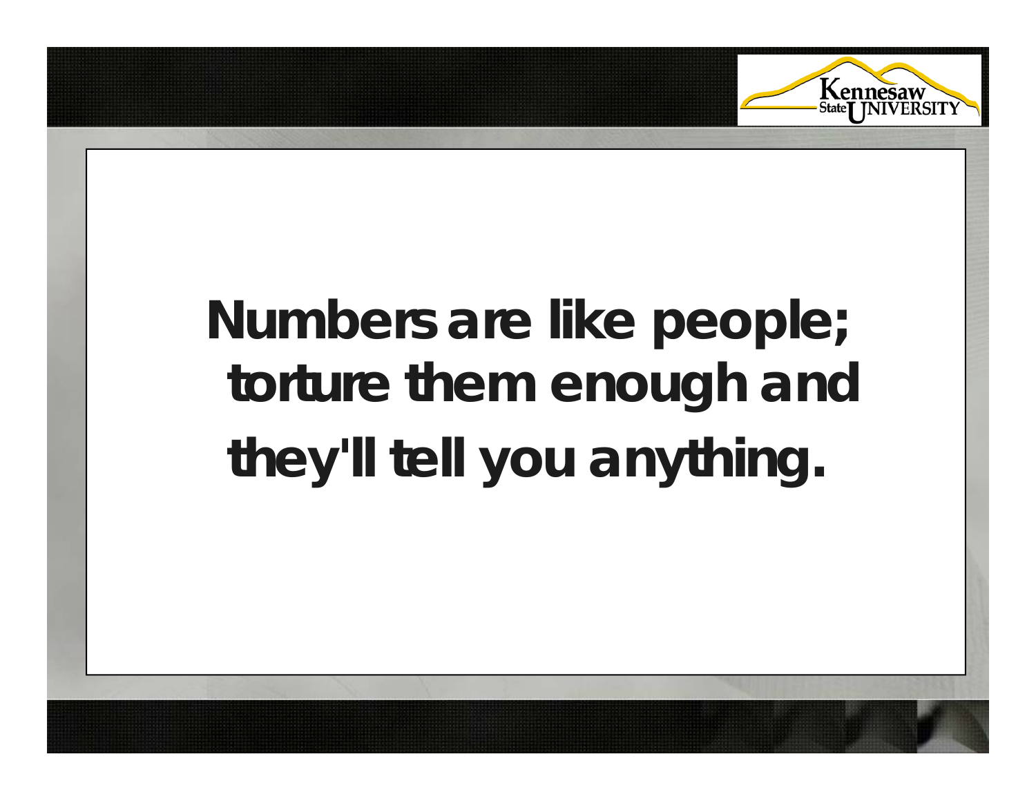**Numbers are like people; torture them enough and they'll tell you anything.**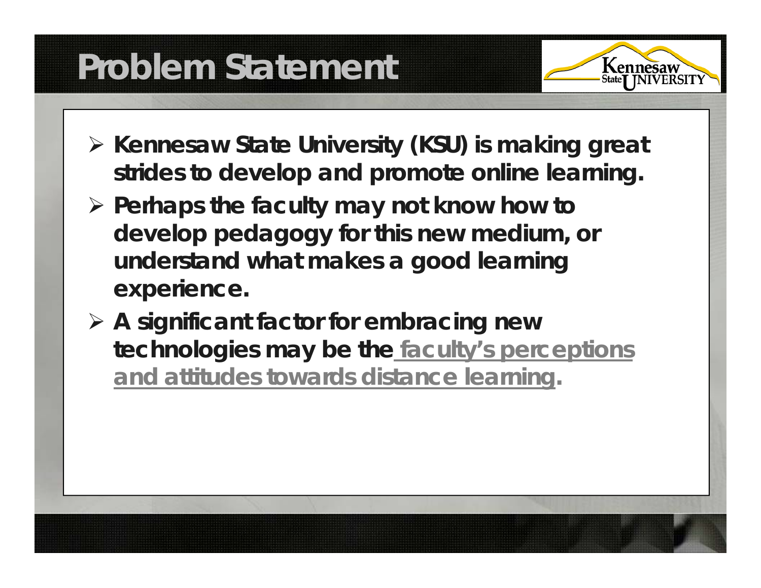# Problem Statement

- **Kennesaw State University (KSU) is making great strides to develop and promote online learning.**
- **Perhaps the faculty may not know how to develop pedagogy for this new medium, or understand what makes a good learning experience.**
- **A significant factor for embracing new technologies may be the faculty's perceptions and attitudes towards distance learning.**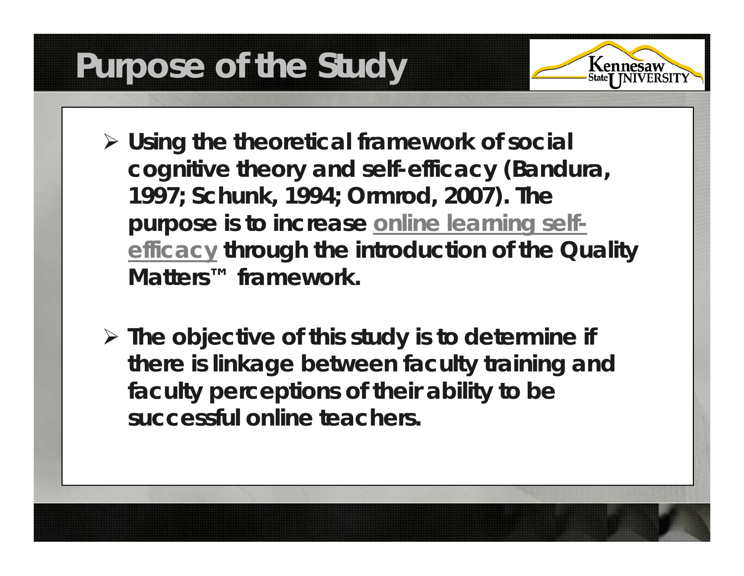# Purpose of the Study

Kennesaw State University

- Using the theoretical framework of social cognitive theory and self-efficacy (Bandura, 1997; Schunk, 1994; Ormrod, 2007). The purpose is to increase online learning self-efficacy through the introduction of the Quality Matters™ framework.
- The objective of this study is to determine if there is linkage between faculty training and faculty perceptions of their ability to be successful online teachers.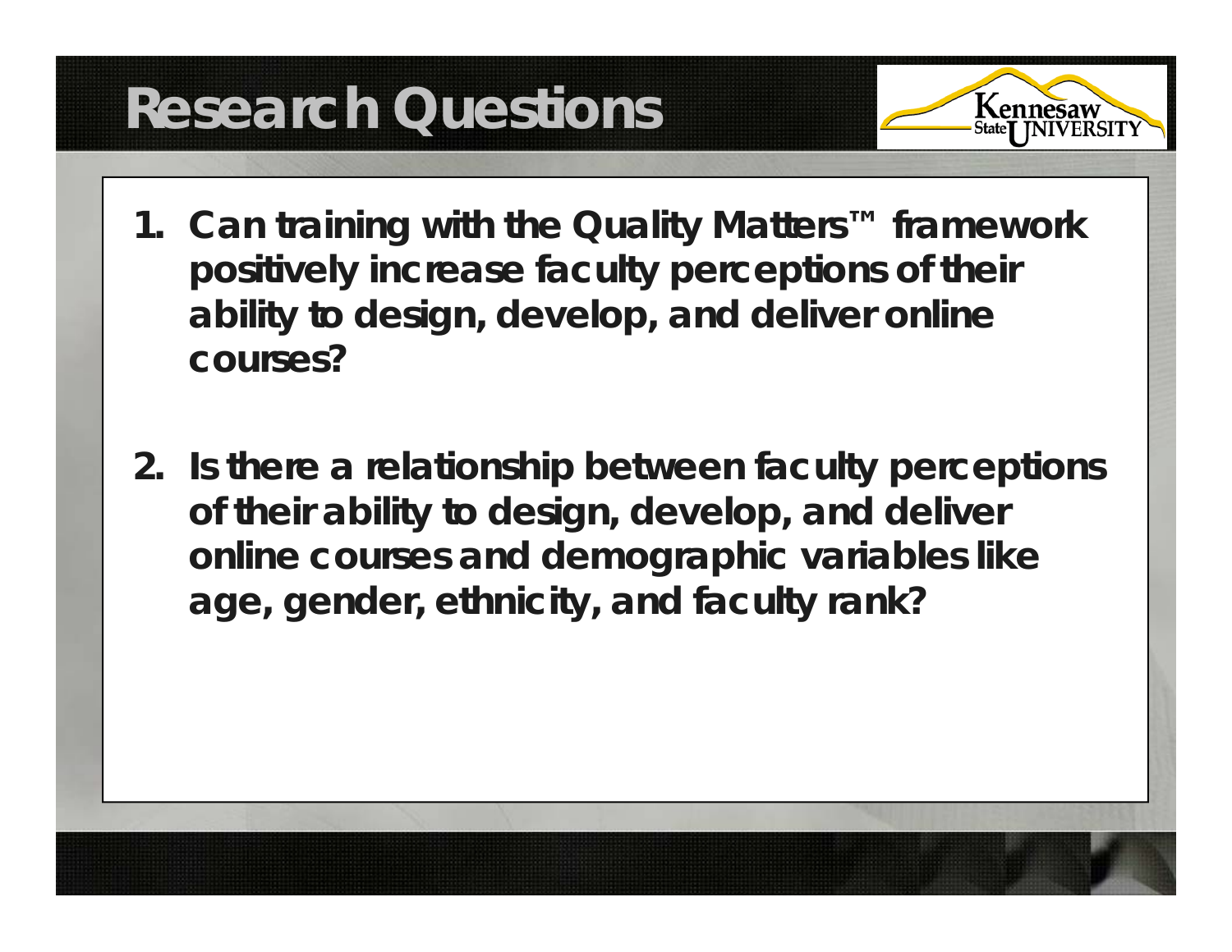# Research Questions

1. Can training with the Quality Matters™ framework positively increase faculty perceptions of their ability to design, develop, and deliver online courses?

2. Is there a relationship between faculty perceptions of their ability to design, develop, and deliver online courses and demographic variables like age, gender, ethnicity, and faculty rank?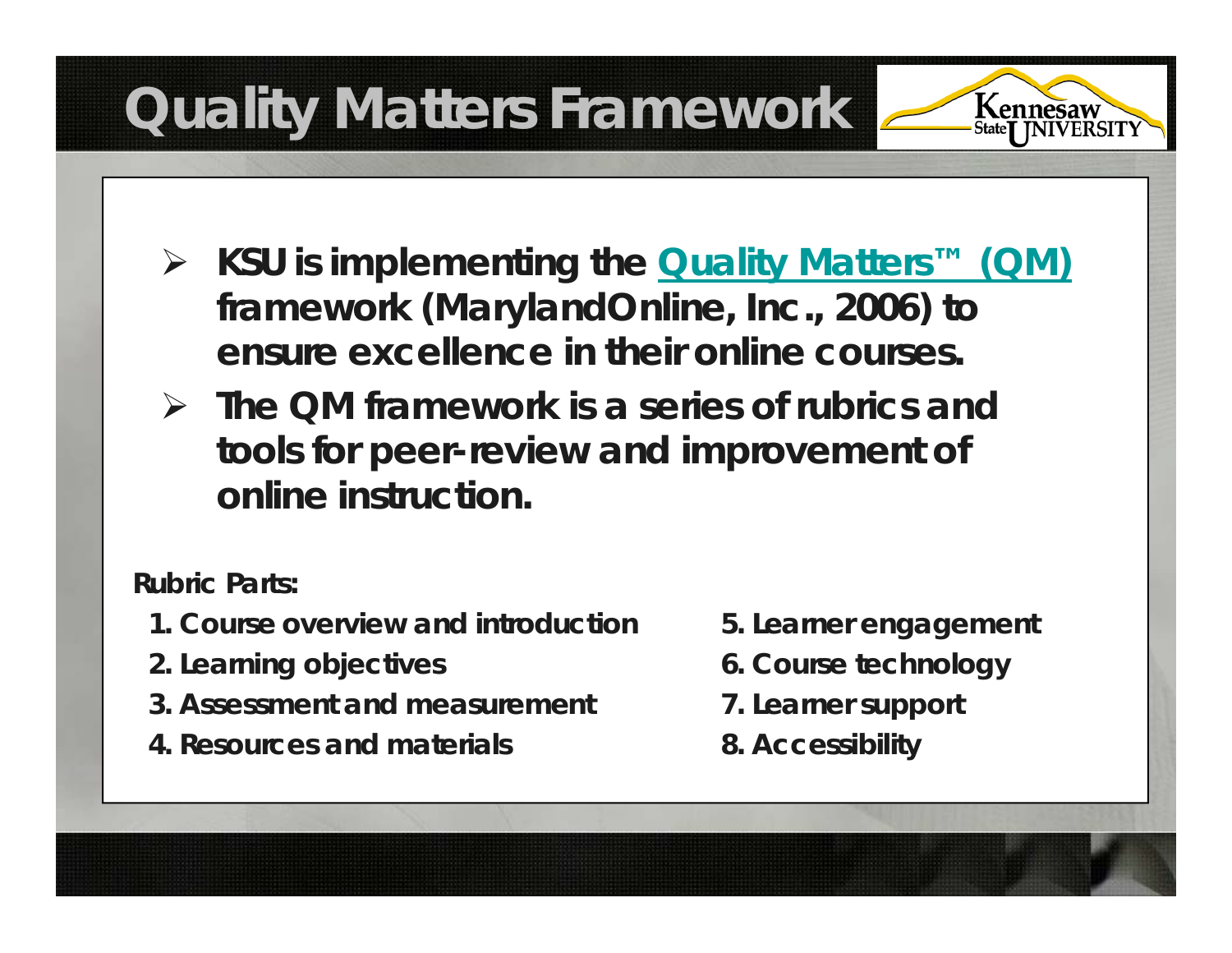# Quality Matters Framework

- **KSU is implementing the Quality Matters™ (QM) framework (MarylandOnline, Inc., 2006) to ensure excellence in their online courses.**
- **The QM framework is a series of rubrics and tools for peer-review and improvement of online instruction.**

**Rubric Parts:**

1. **Course overview and introduction**
2. **Learning objectives**
3. **Assessment and measurement**
4. **Resources and materials**
5. **Learner engagement**
6. **Course technology**
7. **Learner support**
8. **Accessibility**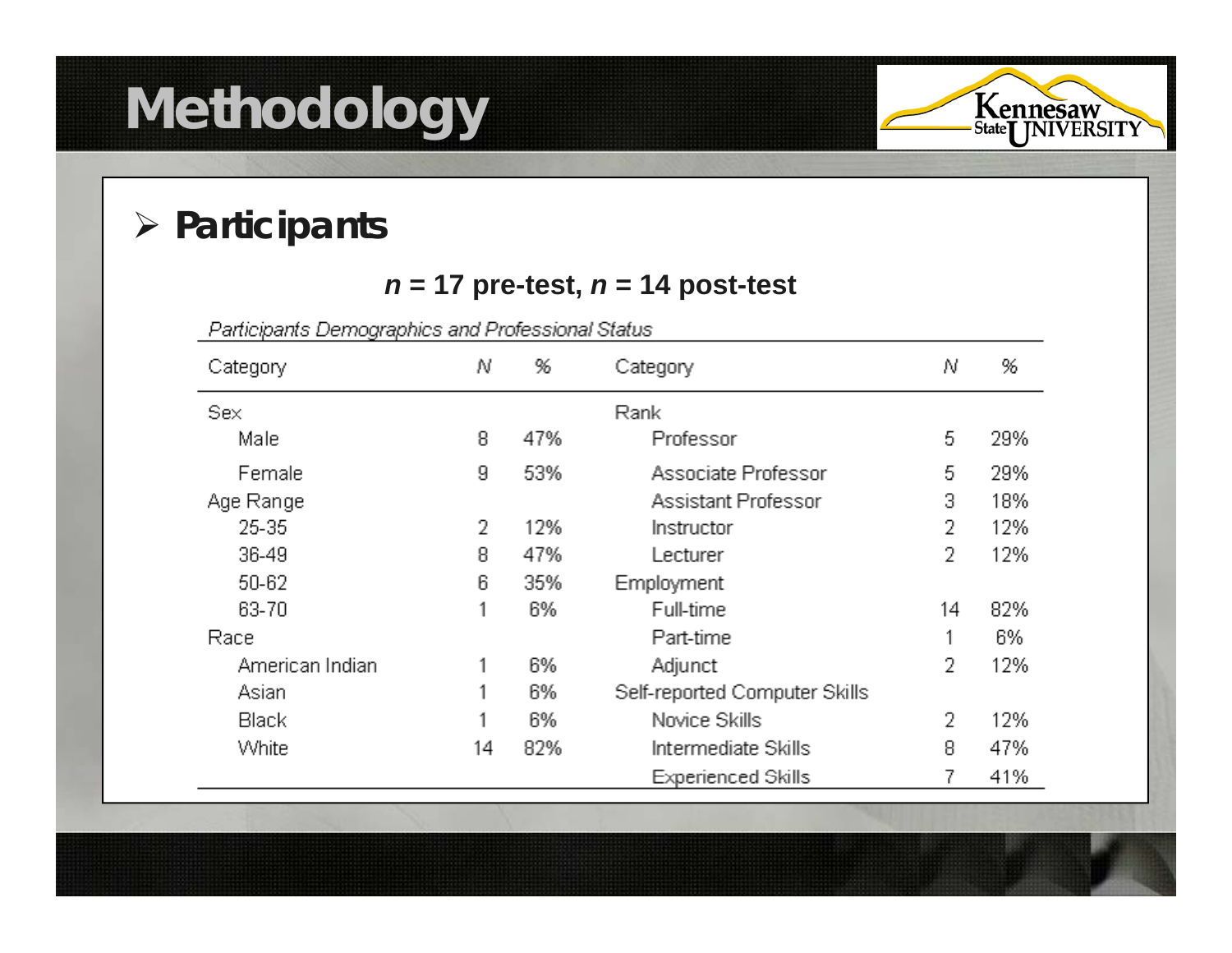# Methodology

## Participants

**$n$ = 17 pre-test, $n$ = 14 post-test**

*Participants Demographics and Professional Status*

| Category | N | % | Category | N | % |
|---|---|---|---|---|---|
| Sex | | | Rank | | |
| Male | 8 | 47% | Professor | 5 | 29% |
| Female | 9 | 53% | Associate Professor | 5 | 29% |
| Age Range | | | Assistant Professor | 3 | 18% |
| 25-35 | 2 | 12% | Instructor | 2 | 12% |
| 36-49 | 8 | 47% | Lecturer | 2 | 12% |
| 50-62 | 6 | 35% | Employment | | |
| 63-70 | 1 | 6% | Full-time | 14 | 82% |
| Race | | | Part-time | 1 | 6% |
| American Indian | 1 | 6% | Adjunct | 2 | 12% |
| Asian | 1 | 6% | Self-reported Computer Skills | | |
| Black | 1 | 6% | Novice Skills | 2 | 12% |
| White | 14 | 82% | Intermediate Skills | 8 | 47% |
| | | | Experienced Skills | 7 | 41% |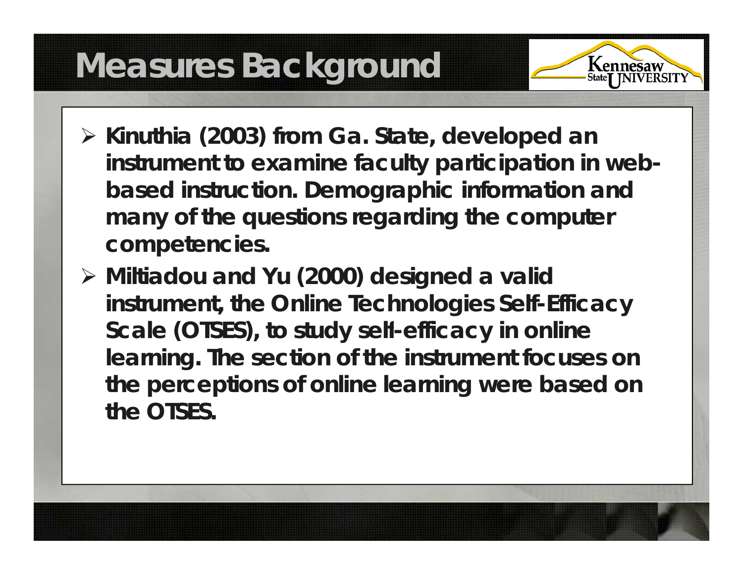# Measures Background

- Kinuthia (2003) from Ga. State, developed an instrument to examine faculty participation in web-based instruction. Demographic information and many of the questions regarding the computer competencies.
- Miltiadou and Yu (2000) designed a valid instrument, the Online Technologies Self-Efficacy Scale (OTSES), to study self-efficacy in online learning. The section of the instrument focuses on the perceptions of online learning were based on the OTSES.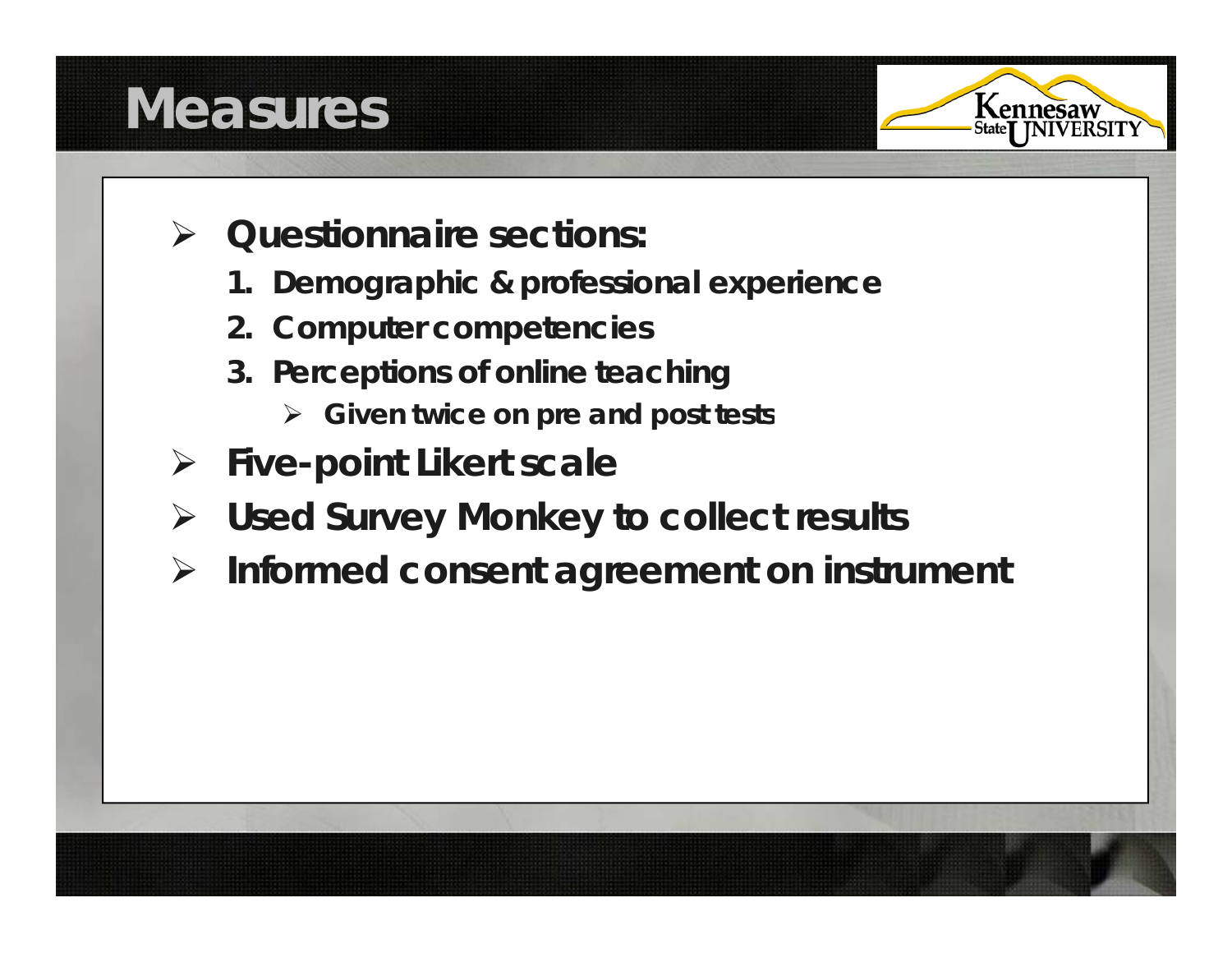# Measures

- **Questionnaire sections:**
  1. **Demographic & professional experience**
  2. **Computer competencies**
  3. **Perceptions of online teaching**
     - **Given twice on pre and post tests**
- **Five-point Likert scale**
- **Used Survey Monkey to collect results**
- **Informed consent agreement on instrument**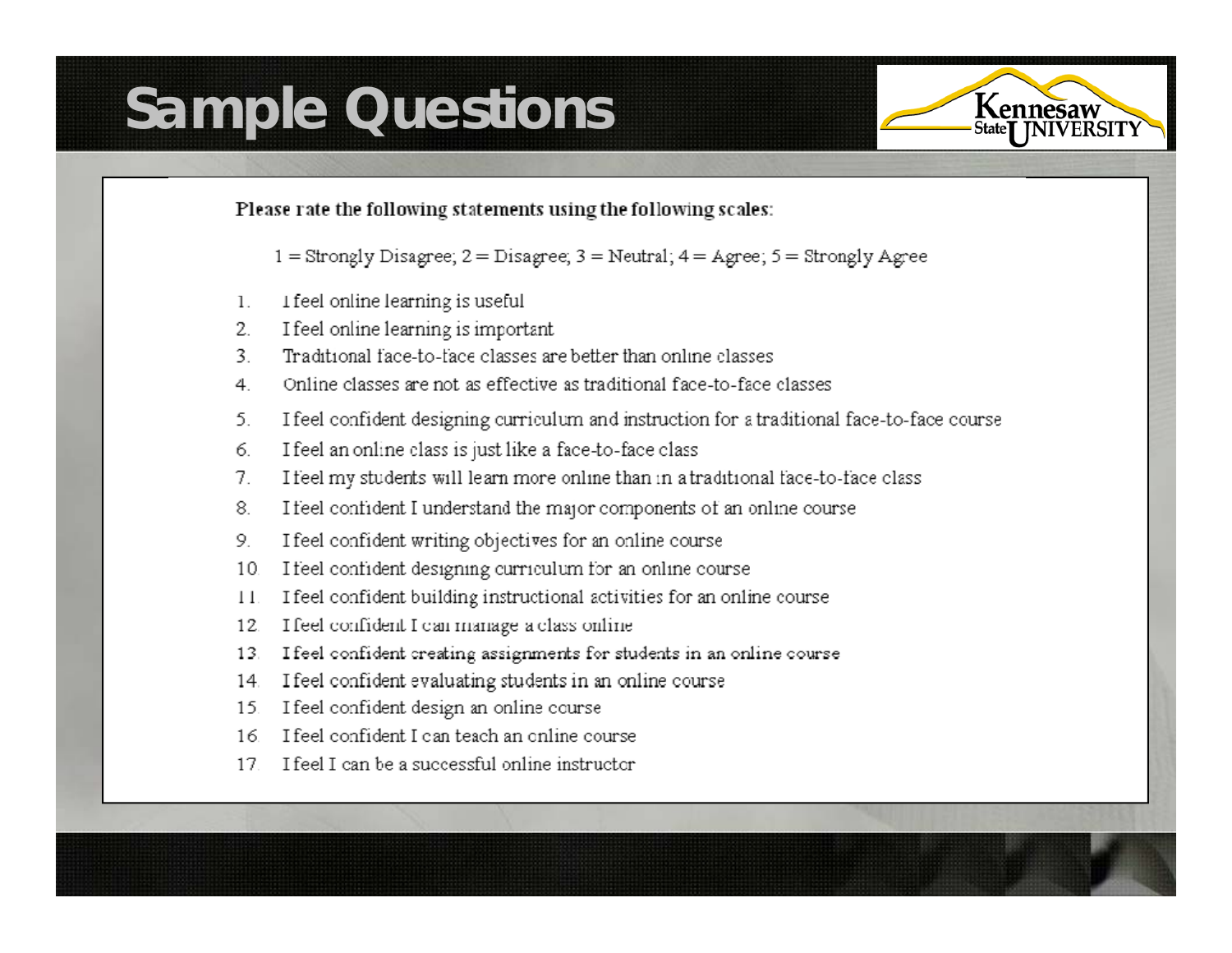# Sample Questions

Please rate the following statements using the following scales:

1 = Strongly Disagree; 2 = Disagree; 3 = Neutral; 4 = Agree; 5 = Strongly Agree

1. I feel online learning is useful
2. I feel online learning is important
3. Traditional face-to-face classes are better than online classes
4. Online classes are not as effective as traditional face-to-face classes
5. I feel confident designing curriculum and instruction for a traditional face-to-face course
6. I feel an online class is just like a face-to-face class
7. I feel my students will learn more online than in a traditional face-to-face class
8. I feel confident I understand the major components of an online course
9. I feel confident writing objectives for an online course
10. I feel confident designing curriculum for an online course
11. I feel confident building instructional activities for an online course
12. I feel confident I can manage a class online
13. I feel confident creating assignments for students in an online course
14. I feel confident evaluating students in an online course
15. I feel confident design an online course
16. I feel confident I can teach an online course
17. I feel I can be a successful online instructor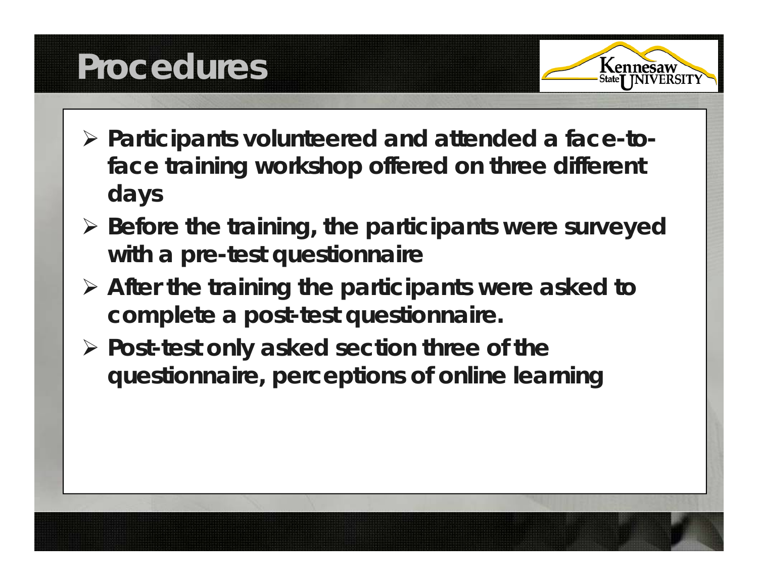# Procedures

- Participants volunteered and attended a face-to-face training workshop offered on three different days
- Before the training, the participants were surveyed with a pre-test questionnaire
- After the training the participants were asked to complete a post-test questionnaire.
- Post-test only asked section three of the questionnaire, perceptions of online learning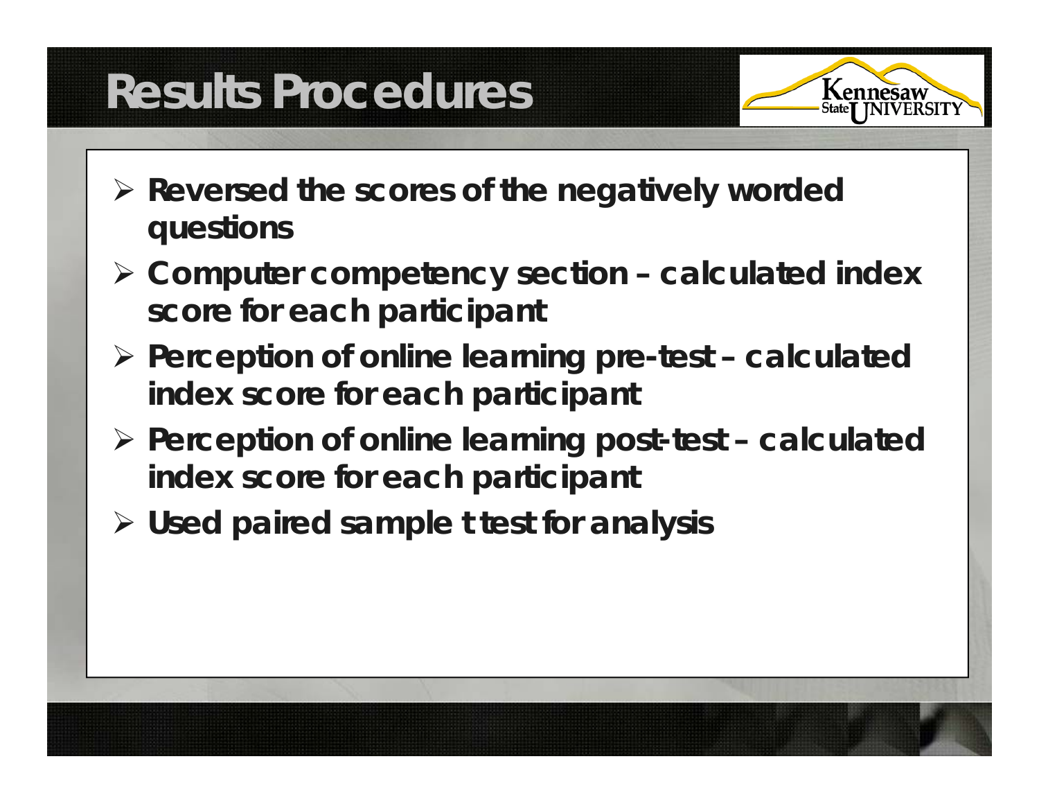# Results Procedures

- **Reversed the scores of the negatively worded questions**
- **Computer competency section – calculated index score for each participant**
- **Perception of online learning pre-test – calculated index score for each participant**
- **Perception of online learning post-test – calculated index score for each participant**
- **Used paired sample t test for analysis**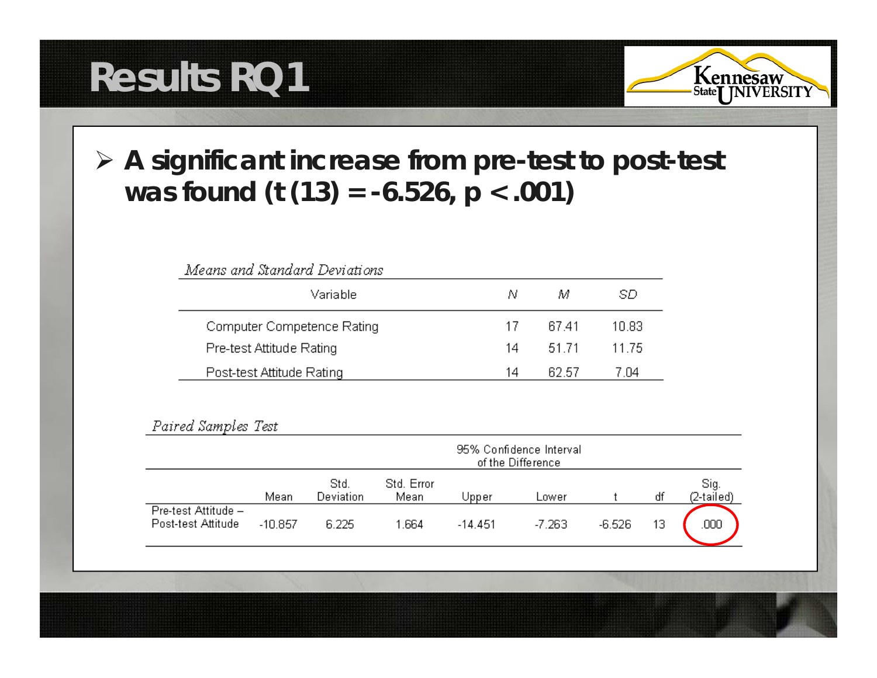# Results RQ1

- **A significant increase from pre-test to post-test was found ($t(13) = -6.526$, $p < .001$)**

*Means and Standard Deviations*

| Variable | *N* | *M* | *SD* |
|---|---|---|---|
| Computer Competence Rating | 17 | 67.41 | 10.83 |
| Pre-test Attitude Rating | 14 | 51.71 | 11.75 |
| Post-test Attitude Rating | 14 | 62.57 | 7.04 |

*Paired Samples Test*

| | | | | 95% Confidence Interval of the Difference | | | | |
|---|---|---|---|---|---|---|---|---|
| | Mean | Std. Deviation | Std. Error Mean | Upper | Lower | t | df | Sig. (2-tailed) |
| Pre-test Attitude – Post-test Attitude | -10.857 | 6.225 | 1.664 | -14.451 | -7.263 | -6.526 | 13 | .000 |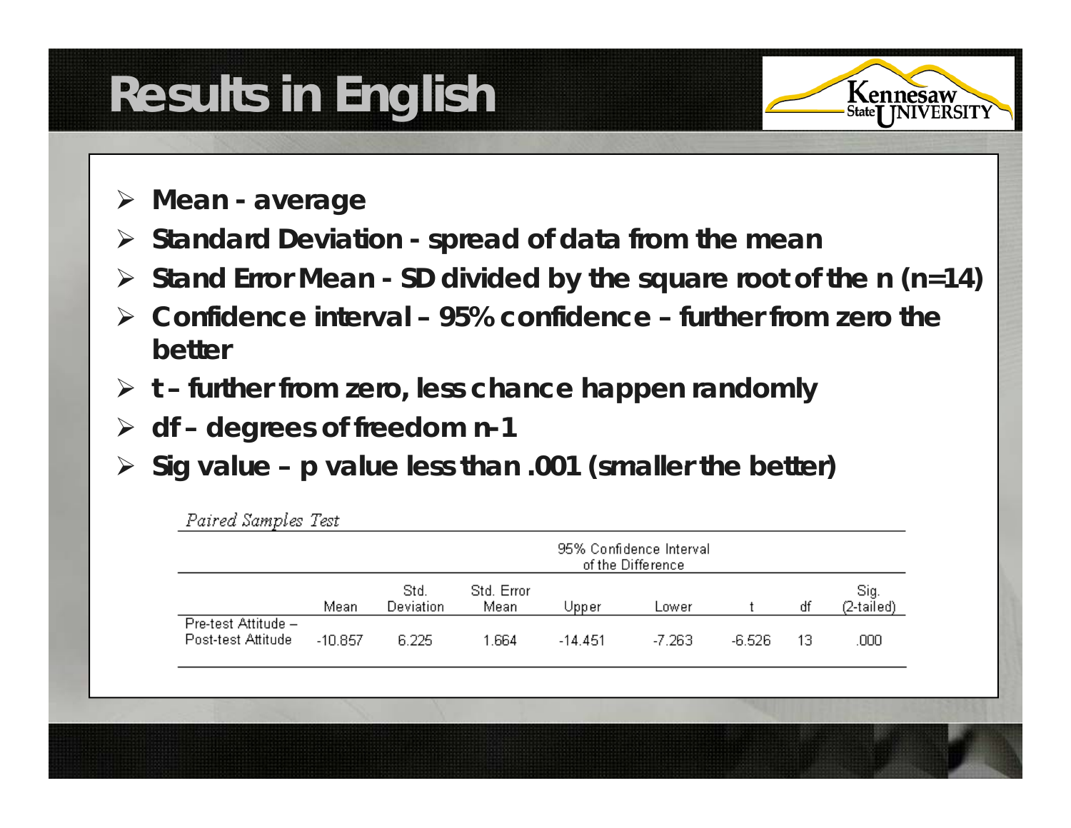# Results in English

- **Mean - average**
- **Standard Deviation - spread of data from the mean**
- **Stand Error Mean - SD divided by the square root of the n (n=14)**
- **Confidence interval – 95% confidence – further from zero the better**
- **t – further from zero, less chance happen randomly**
- **df – degrees of freedom n-1**
- **Sig value – p value less than .001 (smaller the better)**

*Paired Samples Test*

| | | | | 95% Confidence Interval of the Difference | | | | |
|---|---|---|---|---|---|---|---|---|
| | Mean | Std. Deviation | Std. Error Mean | Upper | Lower | t | df | Sig. (2-tailed) |
| Pre-test Attitude – Post-test Attitude | -10.857 | 6.225 | 1.664 | -14.451 | -7.263 | -6.526 | 13 | .000 |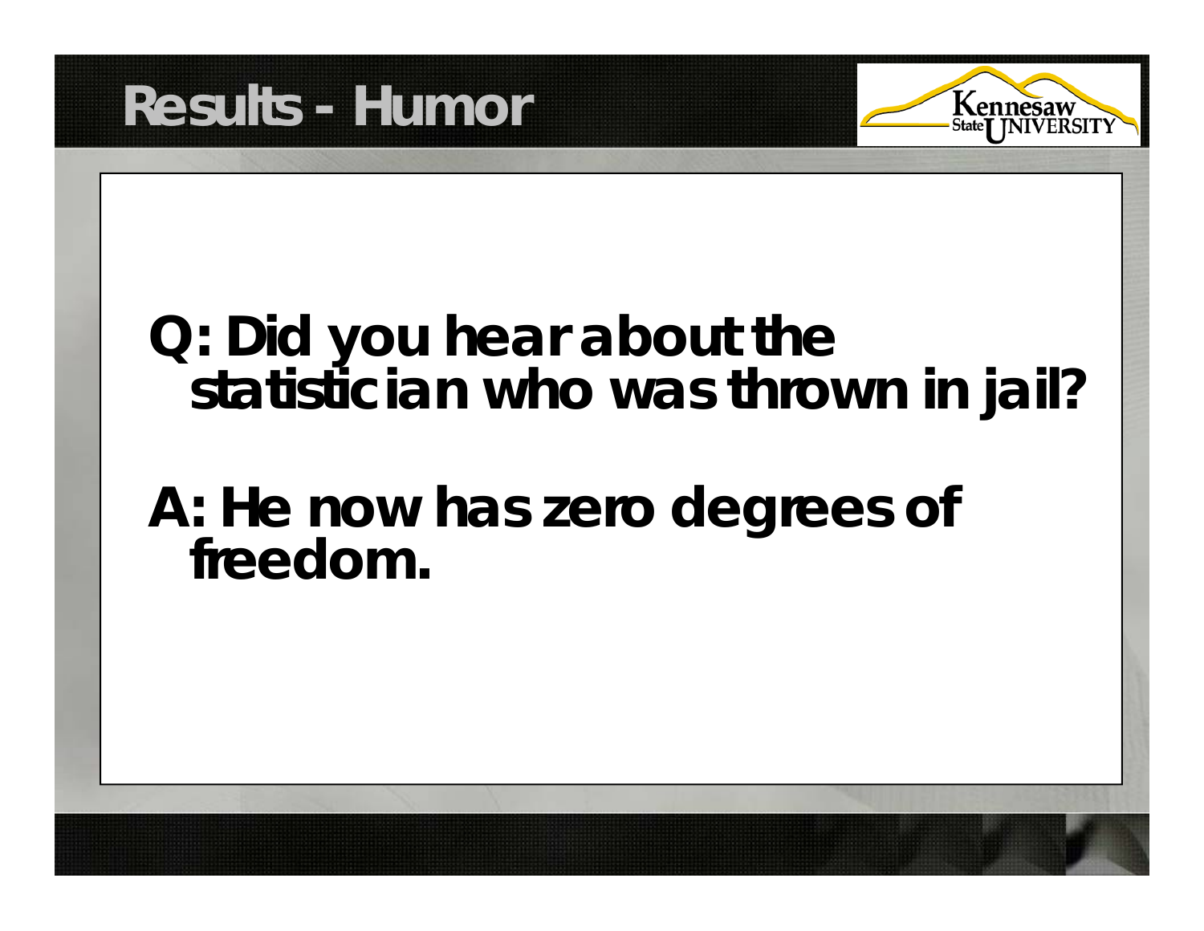# Results - Humor

Q: Did you hear about the statistician who was thrown in jail?

A: He now has zero degrees of freedom.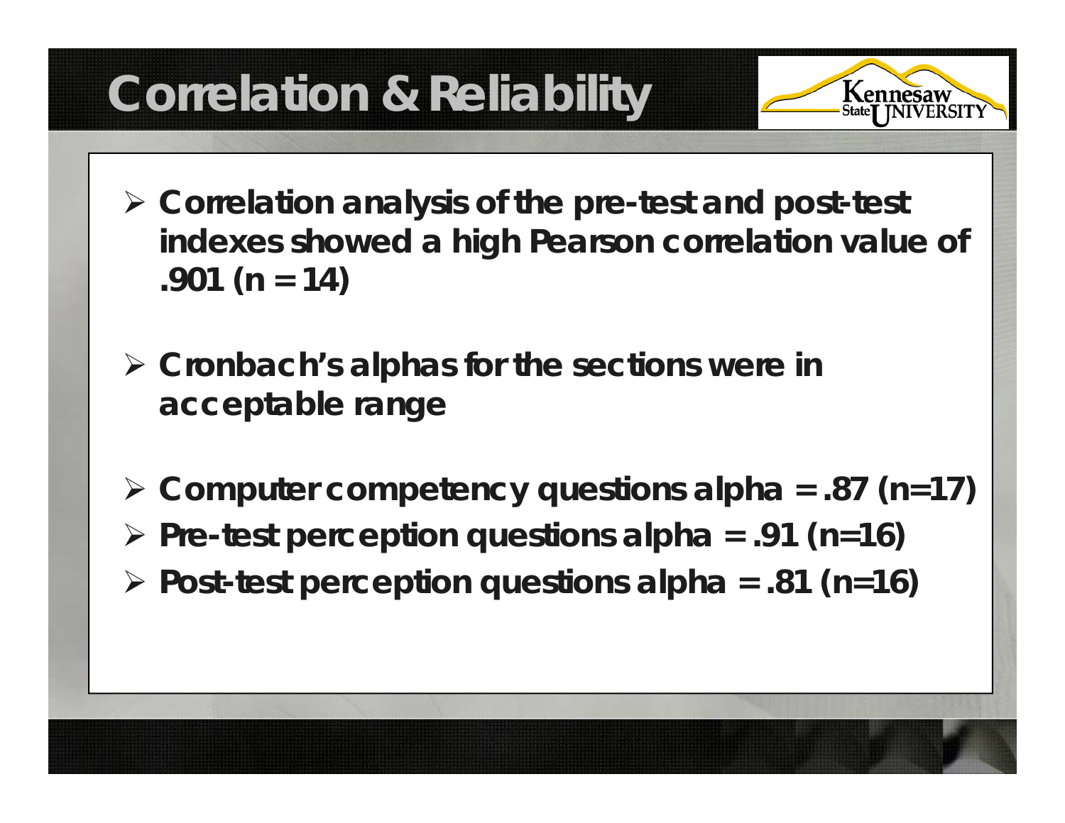# Correlation & Reliability

- Correlation analysis of the pre-test and post-test indexes showed a high Pearson correlation value of .901 (n = 14)
- Cronbach's alphas for the sections were in acceptable range
- Computer competency questions alpha = .87 (n=17)
- Pre-test perception questions alpha = .91 (n=16)
- Post-test perception questions alpha = .81 (n=16)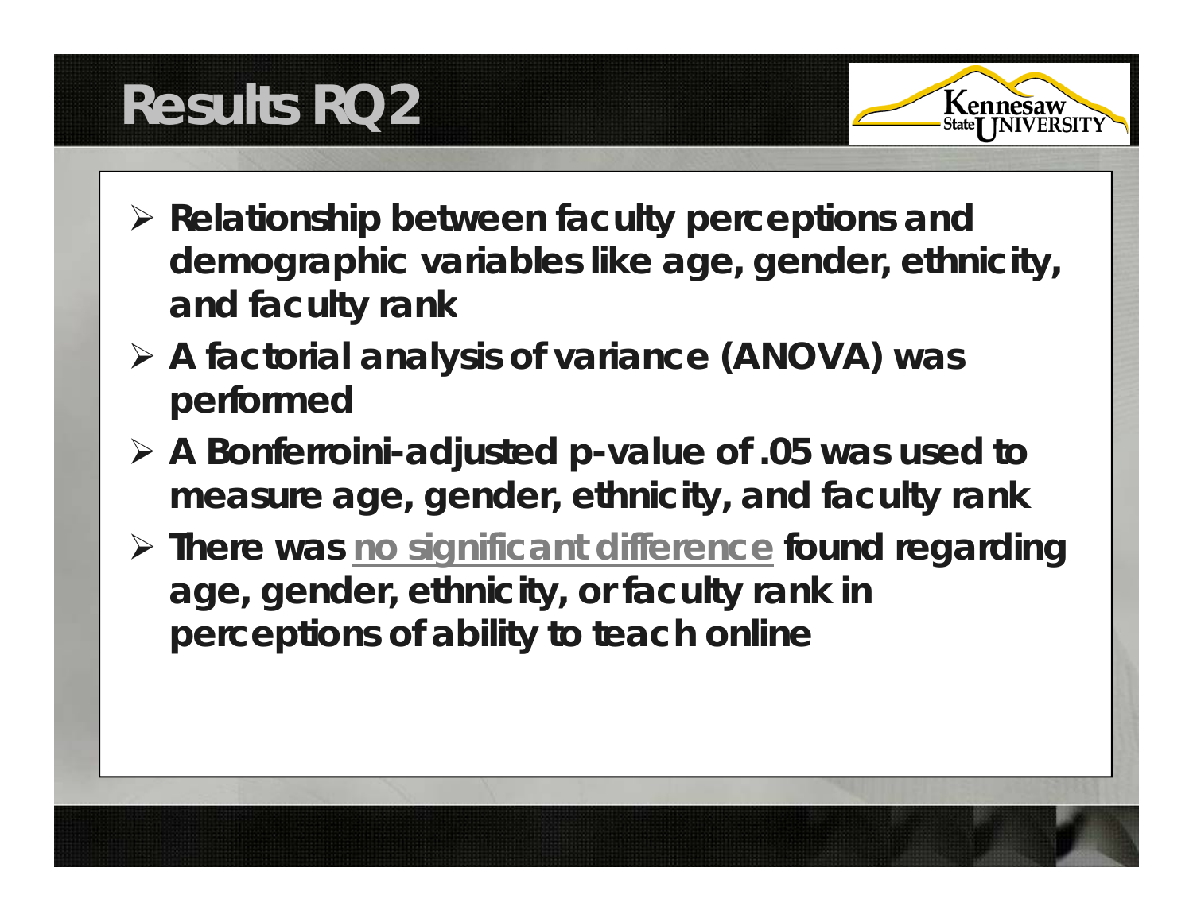# Results RQ2

- **Relationship between faculty perceptions and demographic variables like age, gender, ethnicity, and faculty rank**
- **A factorial analysis of variance (ANOVA) was performed**
- **A Bonferroini-adjusted p-value of .05 was used to measure age, gender, ethnicity, and faculty rank**
- **There was <u>no significant difference</u> found regarding age, gender, ethnicity, or faculty rank in perceptions of ability to teach online**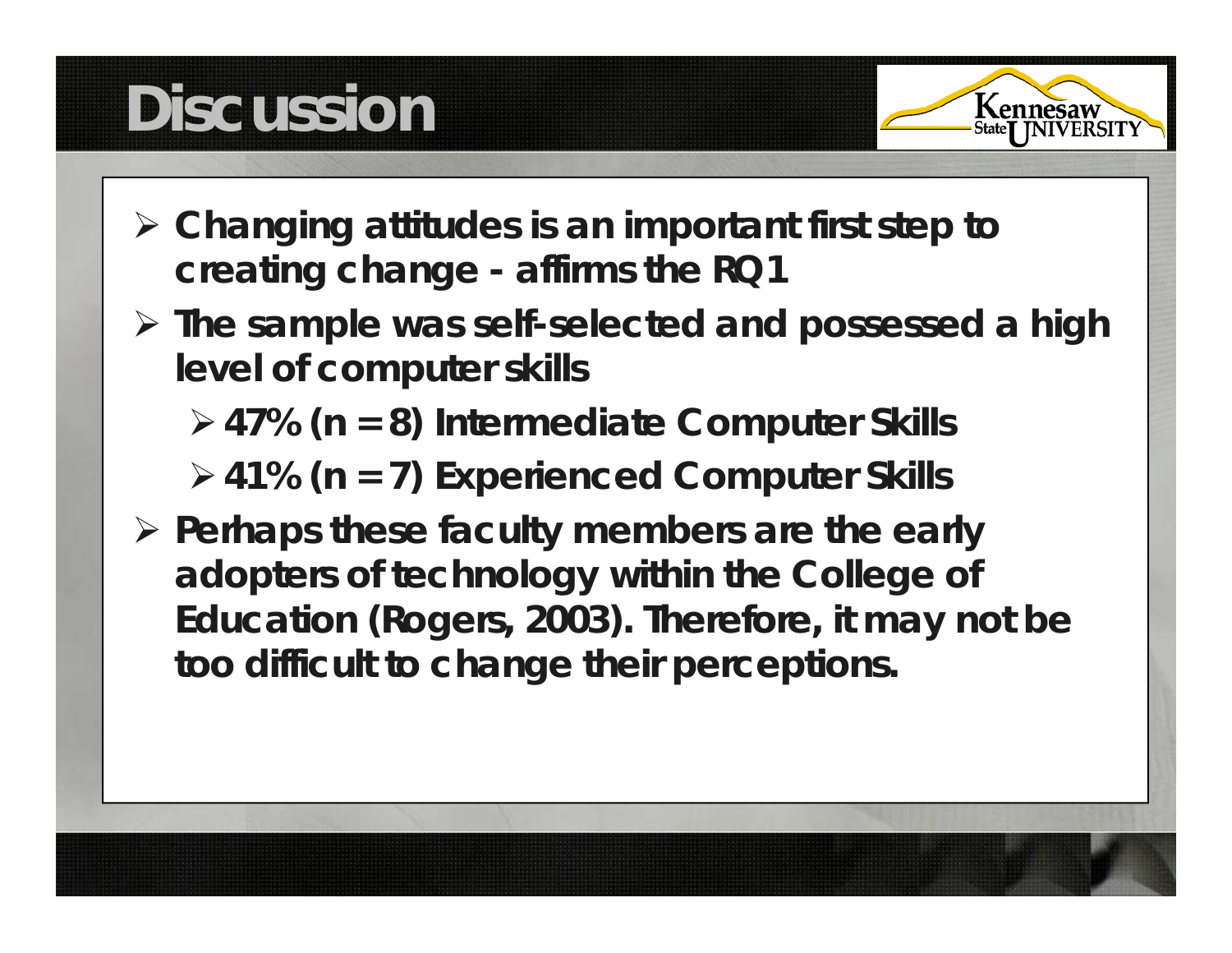# Discussion

- Changing attitudes is an important first step to creating change - affirms the RQ1
- The sample was self-selected and possessed a high level of computer skills
  - 47% (n = 8) Intermediate Computer Skills
  - 41% (n = 7) Experienced Computer Skills
- Perhaps these faculty members are the early adopters of technology within the College of Education (Rogers, 2003). Therefore, it may not be too difficult to change their perceptions.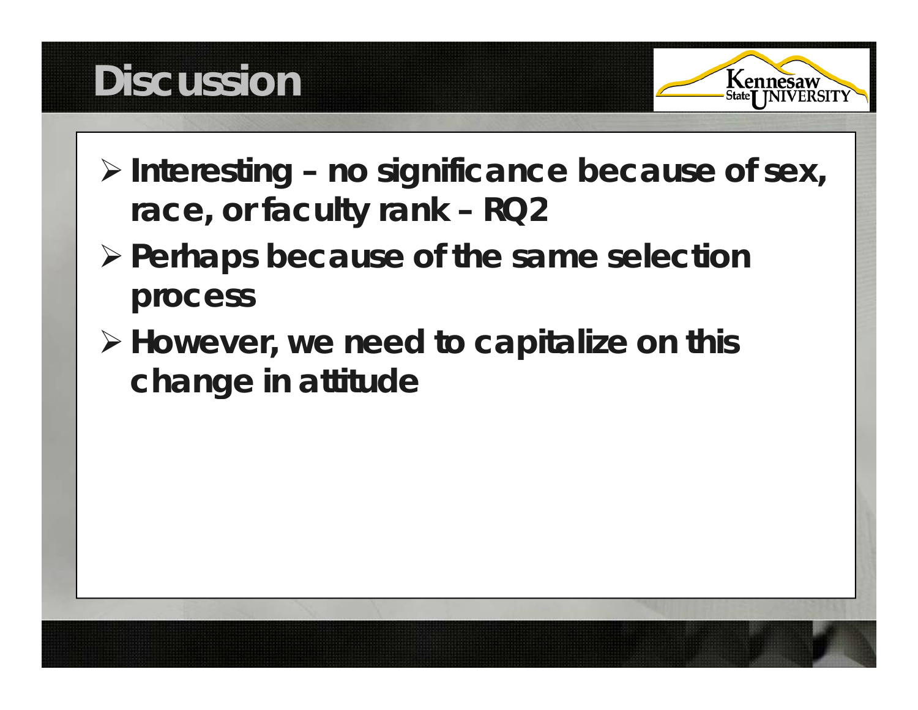# Discussion

- **Interesting – no significance because of sex, race, or faculty rank – RQ2**
- **Perhaps because of the same selection process**
- **However, we need to capitalize on this change in attitude**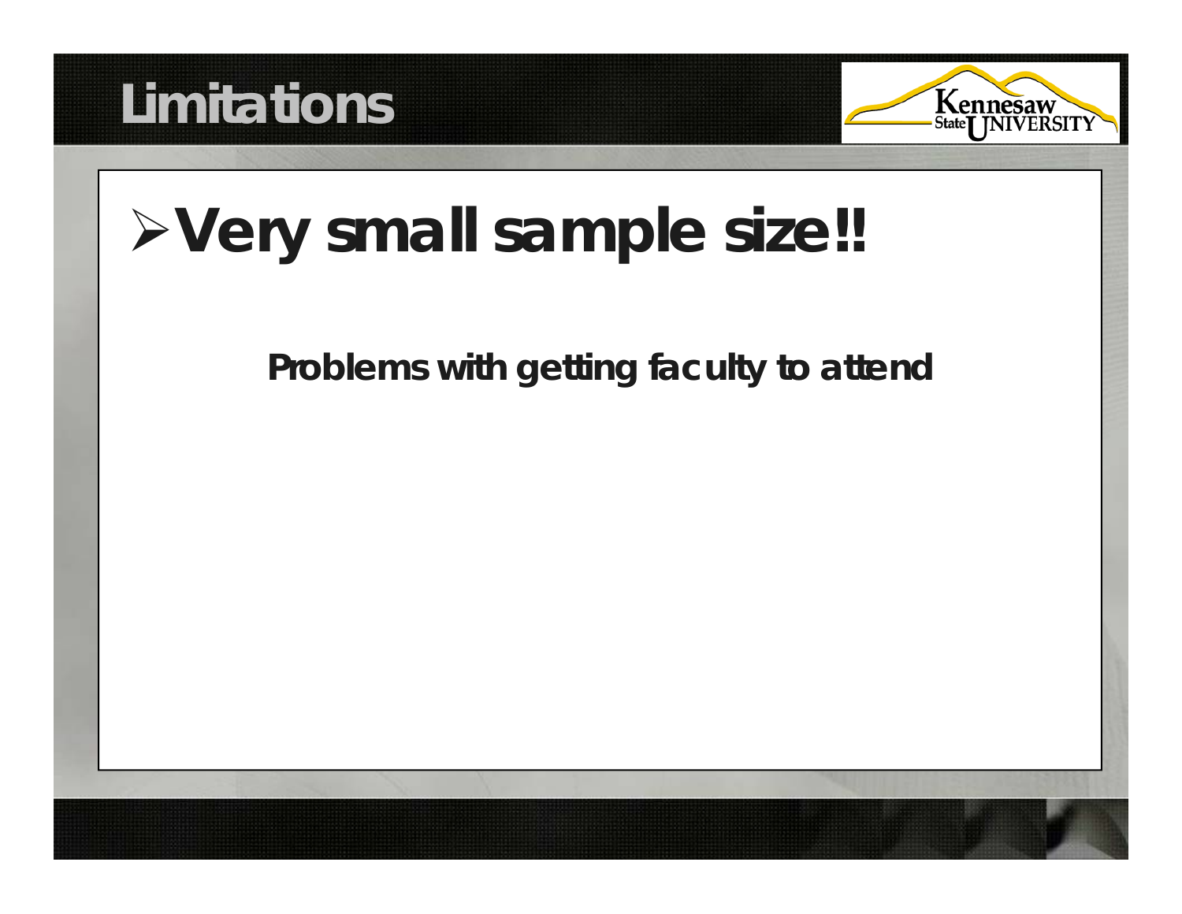# Limitations

- **Very small sample size!!**

**Problems with getting faculty to attend**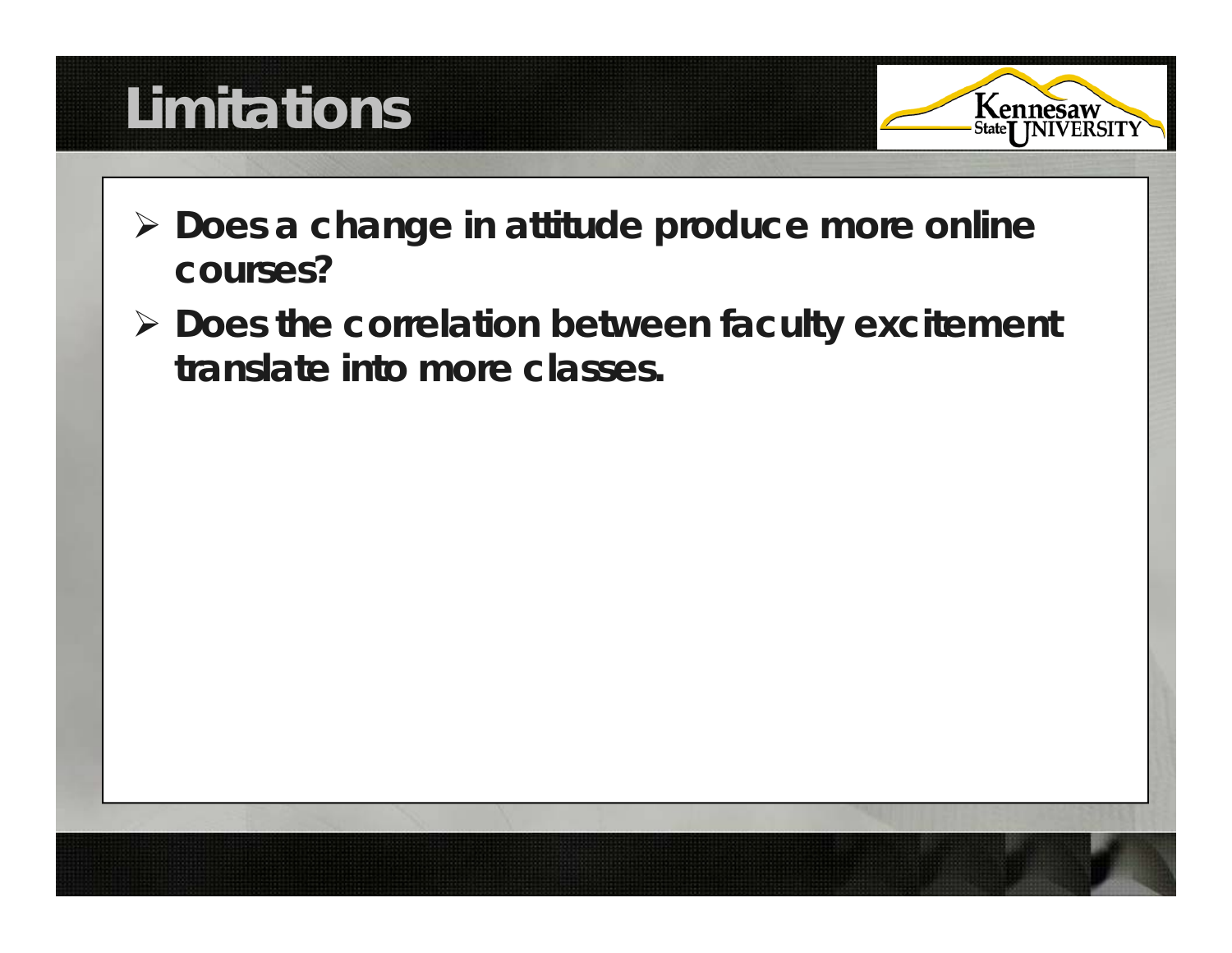# Limitations

- Does a change in attitude produce more online courses?
- Does the correlation between faculty excitement translate into more classes.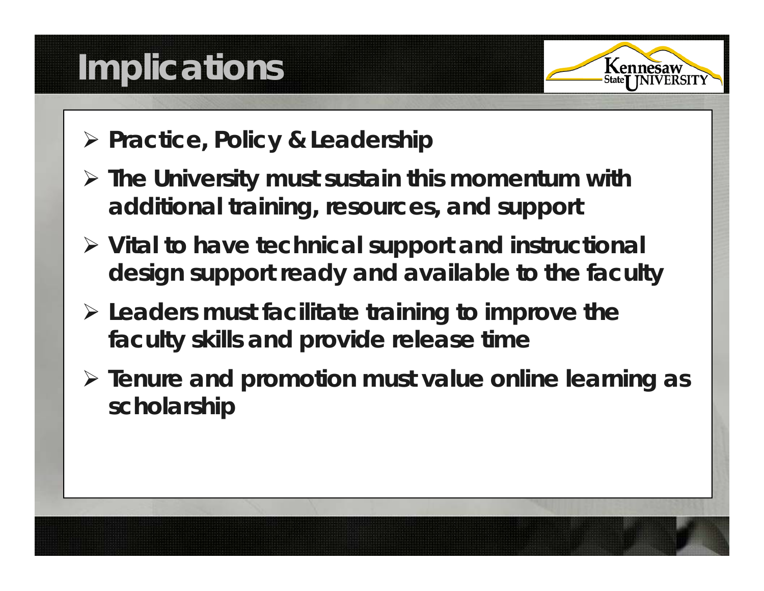# Implications

- **Practice, Policy & Leadership**
- **The University must sustain this momentum with additional training, resources, and support**
- **Vital to have technical support and instructional design support ready and available to the faculty**
- **Leaders must facilitate training to improve the faculty skills and provide release time**
- **Tenure and promotion must value online learning as scholarship**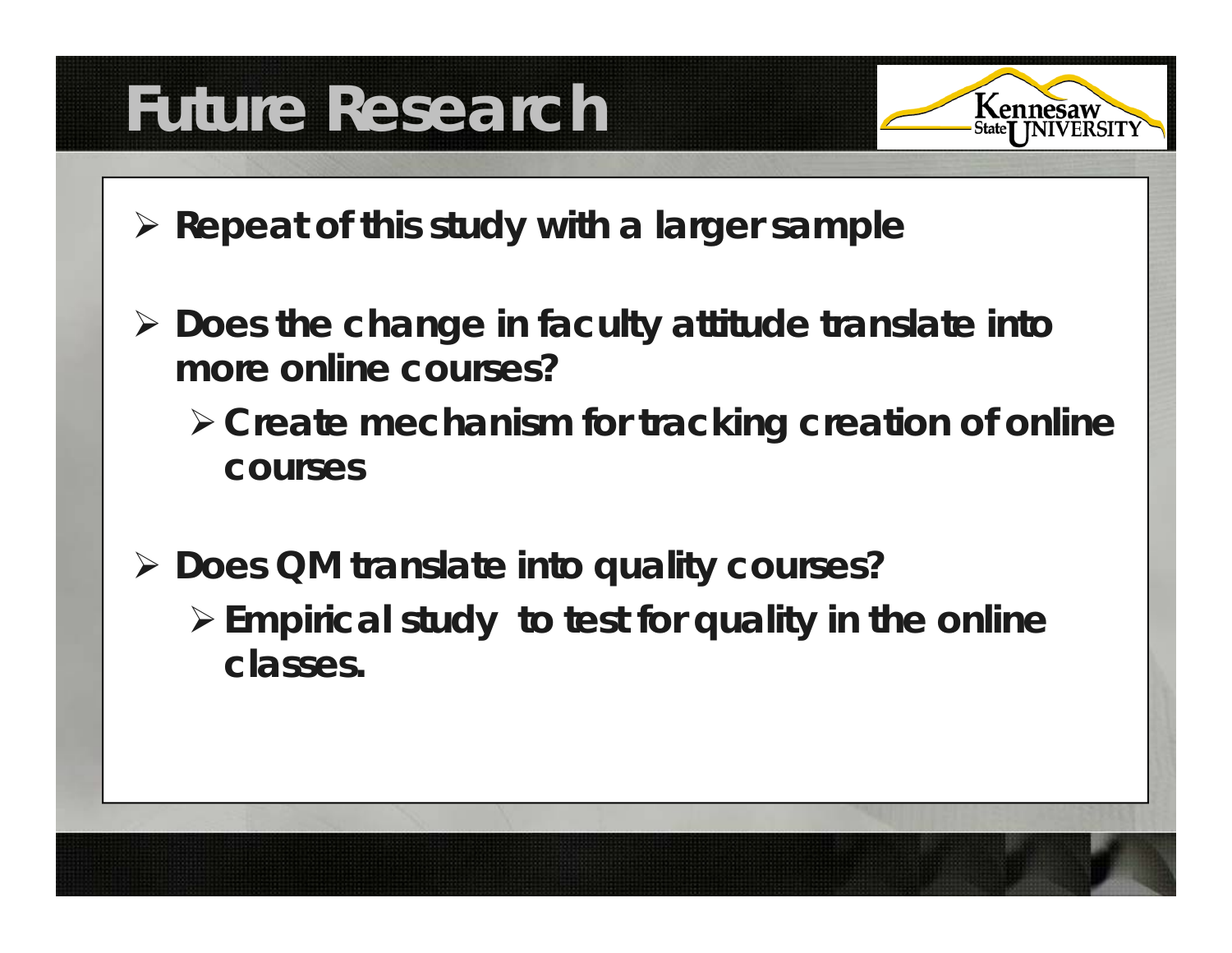# Future Research

- Repeat of this study with a larger sample
- Does the change in faculty attitude translate into more online courses?
  - Create mechanism for tracking creation of online courses
- Does QM translate into quality courses?
  - Empirical study to test for quality in the online classes.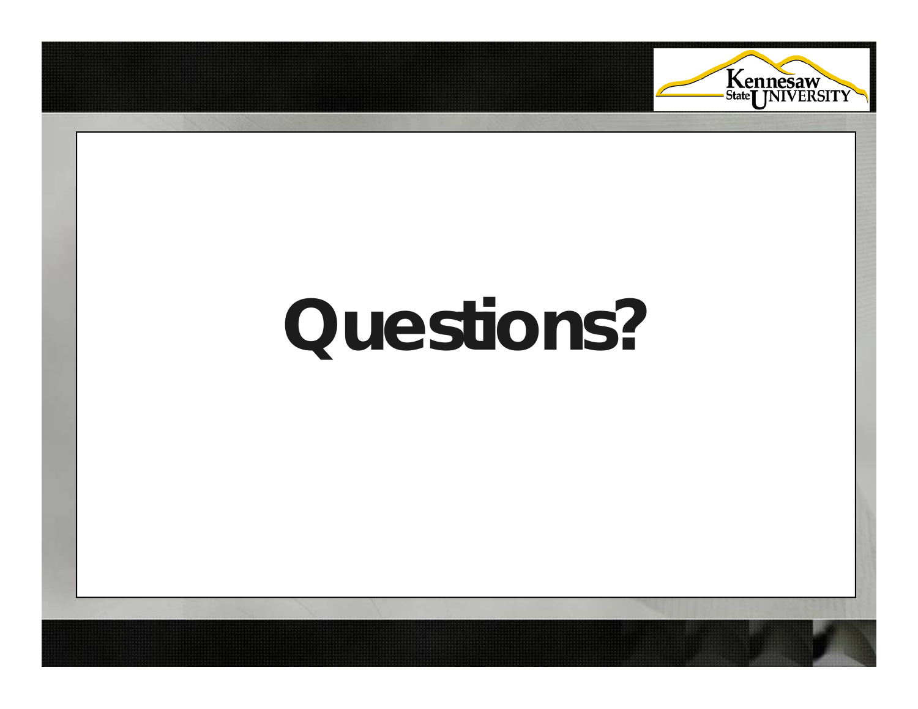# Questions?